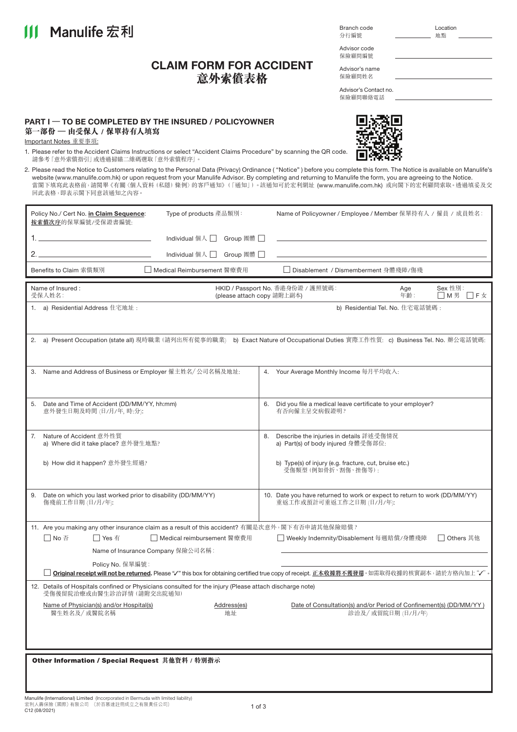# Manulife 宏利

| | |
|---|---|
| Branch code 分行編號 | Location 地點 |
| Advisor code 保險顧問編號 | |
| Advisor's name 保險顧問姓名 | |
| Advisor's Contact no. 保險顧問聯絡電話 | |

# CLAIM FORM FOR ACCIDENT
# 意外索償表格

## PART I — TO BE COMPLETED BY THE INSURED / POLICYOWNER
## 第一部份 — 由受保人 / 保單持有人填寫

Important Notes 重要事項:

1. Please refer to the Accident Claims Instructions or select "Accident Claims Procedure" by scanning the QR code.
   請參考「意外索償指引」或透過掃瞄二維碼選取「意外索償程序」。
2. Please read the Notice to Customers relating to the Personal Data (Privacy) Ordinance ( "Notice" ) before you complete this form. The Notice is available on Manulife's website (www.manulife.com.hk) or upon request from your Manulife Advisor. By completing and returning to Manulife the form, you are agreeing to the Notice.
   當閣下填寫此表格前，請閱畢《有關〈個人資料（私隱）條例〉的客戶通知》（「通知」）。該通知可於宏利網址 (www.manulife.com.hk) 或向閣下的宏利顧問索取。透過填妥及交回此表格，即表示閣下同意該通知之內容。

| Policy No./ Cert No. **in Claim Sequence**: **按索償次序**的保單編號/受保證書編號: | Type of products 產品類別: | Name of Policyowner / Employee / Member 保單持有人 / 僱員 / 成員姓名: |
|---|---|---|
| 1. | Individual 個人 ☐ Group 團體 ☐ | |
| 2. | Individual 個人 ☐ Group 團體 ☐ | |
| Benefits to Claim 索償類別 | ☐ Medical Reimbursement 醫療費用 | ☐ Disablement / Dismemberment 身體殘障/傷殘 |

| Name of Insured : 受保人姓名: | HKID / Passport No. 香港身份證 / 護照號碼: (please attach copy 請附上副本) | Age 年齡: | Sex 性別: ☐ M 男 ☐ F 女 |
|---|---|---|---|

1. a) Residential Address 住宅地址 :　　b) Residential Tel. No. 住宅電話號碼 :

2. a) Present Occupation (state all) 現時職業 (請列出所有從事的職業)　b) Exact Nature of Occupational Duties 實際工作性質:　c) Business Tel. No. 辦公電話號碼:

3. Name and Address of Business or Employer 僱主姓名/ 公司名稱及地址:

4. Your Average Monthly Income 每月平均收入:

5. Date and Time of Accident (DD/MM/YY, hh:mm) 意外發生日期及時間 (日/月/年, 時:分):

6. Did you file a medical leave certificate to your employer? 有否向僱主呈交病假證明?

7. Nature of Accident 意外性質
   a) Where did it take place? 意外發生地點?
   b) How did it happen? 意外發生經過?

8. Describe the injuries in details 詳述受傷情況
   a) Part(s) of body injured 身體受傷部位:
   b) Type(s) of injury (e.g. fracture, cut, bruise etc.) 受傷類型 (例如骨折、割傷、挫傷等) :

9. Date on which you last worked prior to disability (DD/MM/YY) 傷殘前工作日期 (日/月/年):

10. Date you have returned to work or expect to return to work (DD/MM/YY) 重返工作或預計可重返工作之日期 (日/月/年):

11. Are you making any other insurance claim as a result of this accident? 有關是次意外，閣下有否申請其他保險賠償?
    ☐ No 否　☐ Yes 有　☐ Medical reimbursement 醫療費用　☐ Weekly Indemnity/Disablement 每週賠償/身體殘障　☐ Others 其他
    Name of Insurance Company 保險公司名稱:
    Policy No. 保單編號:
    ☐ **Original receipt will not be returned.** Please "✓" this box for obtaining certified true copy of receipt. **正本收據將不獲發還**。如需取得收據的核實副本，請於方格內加上 "✓"。

12. Details of Hospitals confined or Physicians consulted for the injury (Please attach discharge note) 受傷後留院治療或由醫生診治詳情 (請附交出院通知)

| Name of Physician(s) and/or Hospital(s) 醫生姓名及/ 或醫院名稱 | Address(es) 地址 | Date of Consultation(s) and/or Period of Confinement(s) (DD/MM/YY ) 診治及/ 或留院日期 (日/月/年) |
|---|---|---|
| | | |

**Other Information / Special Request 其他資料 / 特別指示**

Manulife (International) Limited (Incorporated in Bermuda with limited liability)
宏利人壽保險（國際）有限公司 （於百慕達註冊成立之有限責任公司）
C12 (08/2021)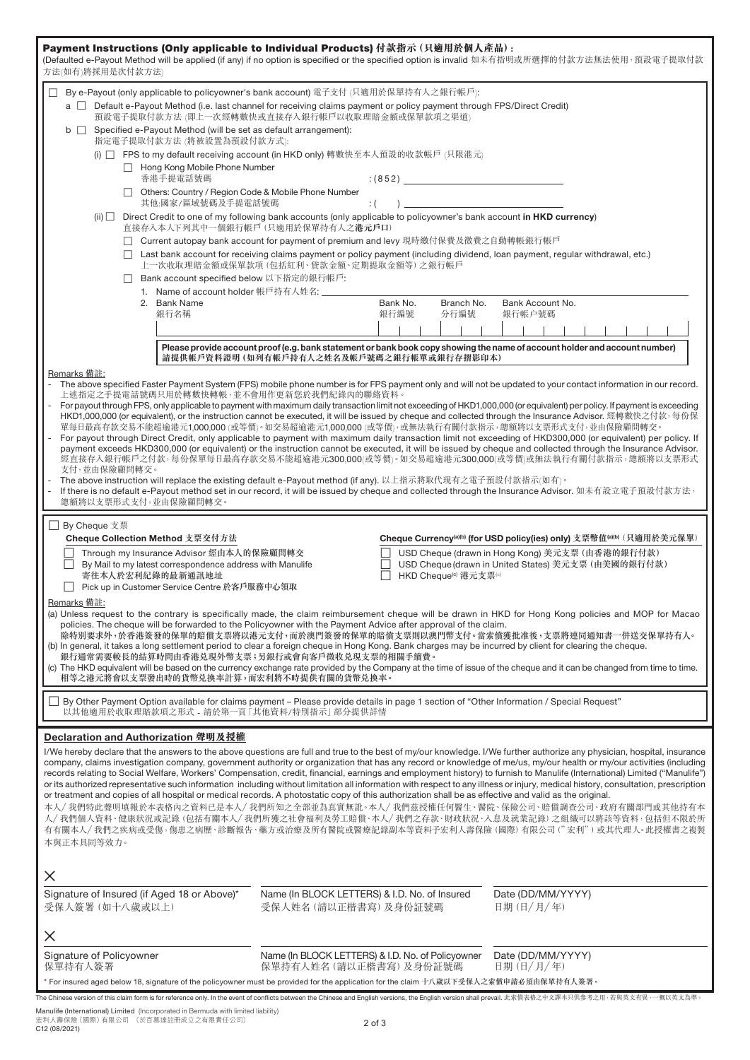## Payment Instructions (Only applicable to Individual Products) 付款指示（只適用於個人產品）:

(Defaulted e-Payout Method will be applied (if any) if no option is specified or the specified option is invalid 如未有指明或所選擇的付款方法無法使用，預設電子提取付款方法(如有)將採用是次付款方法)

☐ By e-Payout (only applicable to policyowner's bank account) 電子支付（只適用於保單持有人之銀行帳戶）:

a ☐ Default e-Payout Method (i.e. last channel for receiving claims payment or policy payment through FPS/Direct Credit)
預設電子提取付款方法（即上一次經轉數快或直接存入銀行帳戶以收取理賠金額或保單款項之渠道）

b ☐ Specified e-Payout Method (will be set as default arrangement):
指定電子提取付款方法（將被設置為預設付款方式）:

(i) ☐ FPS to my default receiving account (in HKD only) 轉數快至本人預設的收款帳戶（只限港元）

☐ Hong Kong Mobile Phone Number
香港手提電話號碼 : (852) ____________________

☐ Others: Country / Region Code & Mobile Phone Number
其他:國家/區域號碼及手提電話號碼 : (    ) ____________________

(ii) ☐ Direct Credit to one of my following bank accounts (only applicable to policyowner's bank account **in HKD currency**)
直接存入本人下列其中一個銀行帳戶（只適用於保單持有人之**港元戶口**）

☐ Current autopay bank account for payment of premium and levy 現時繳付保費及徵費之自動轉帳銀行帳戶

☐ Last bank account for receiving claims payment or policy payment (including dividend, loan payment, regular withdrawal, etc.)
上一次收取理賠金額或保單款項（包括紅利、貸款金額、定期提取金額等）之銀行帳戶

☐ Bank account specified below 以下指定的銀行帳戶:

1. Name of account holder 帳戶持有人姓名: ____________________

2.

| Bank Name 銀行名稱 | Bank No. 銀行編號 | Branch No. 分行編號 | Bank Account No. 銀行帳户號碼 |
|---|---|---|---|
| | | | |

**Please provide account proof (e.g. bank statement or bank book copy showing the name of account holder and account number)**
**請提供帳戶資料證明（如列有帳戶持有人之姓名及帳戶號碼之銀行帳單或銀行存摺影印本）**

Remarks 備註:

- The above specified Faster Payment System (FPS) mobile phone number is for FPS payment only and will not be updated to your contact information in our record.
上述指定之手提電話號碼只用於轉數快轉帳，並不會用作更新您於我們紀錄內的聯絡資料。
- For payout through FPS, only applicable to payment with maximum daily transaction limit not exceeding of HKD1,000,000 (or equivalent) per policy. If payment is exceeding HKD1,000,000 (or equivalent), or the instruction cannot be executed, it will be issued by cheque and collected through the Insurance Advisor. 經轉數快之付款，每份保單每日最高存款交易不能超逾港元1,000,000（或等價）。如交易超逾港元1,000,000（或等價），或無法執行有關付款指示，總額將以支票形式支付，並由保險顧問轉交。
- For payout through Direct Credit, only applicable to payment with maximum daily transaction limit not exceeding of HKD300,000 (or equivalent) per policy. If payment exceeds HKD300,000 (or equivalent) or the instruction cannot be executed, it will be issued by cheque and collected through the Insurance Advisor. 經直接存入銀行帳戶之付款，每份保單每日最高存款交易不能超逾港元300,000(或等價)。如交易超逾港元300,000(或等價)或無法執行有關付款指示，總額將以支票形式支付，並由保險顧問轉交。
- The above instruction will replace the existing default e-Payout method (if any). 以上指示將取代現有之電子預設付款指示(如有)。
- If there is no default e-Payout method set in our record, it will be issued by cheque and collected through the Insurance Advisor. 如未有設立電子預設付款方法，總額將以支票形式支付，並由保險顧問轉交。

☐ By Cheque 支票

**Cheque Collection Method 支票交付方法**

☐ Through my Insurance Advisor 經由本人的保險顧問轉交
☐ By Mail to my latest correspondence address with Manulife
寄往本人於宏利紀錄的最新通訊地址
☐ Pick up in Customer Service Centre 於客戶服務中心領取

**Cheque Currency[(a)(b)] (for USD policy(ies) only) 支票幣值[(a)(b)]（只適用於美元保單）**

☐ USD Cheque (drawn in Hong Kong) 美元支票（由香港的銀行付款）
☐ USD Cheque (drawn in United States) 美元支票（由美國的銀行付款）
☐ HKD Cheque[(c)] 港元支票[(c)]

Remarks 備註:

(a) Unless request to the contrary is specifically made, the claim reimbursement cheque will be drawn in HKD for Hong Kong policies and MOP for Macao policies. The cheque will be forwarded to the Policyowner with the Payment Advice after approval of the claim.
除特別要求外，於香港簽發的保單的賠償支票將以港元支付，而於澳門簽發的保單的賠償支票則以澳門幣支付。當索償獲批准後，支票將連同通知書一併送交保單持有人。
(b) In general, it takes a long settlement period to clear a foreign cheque in Hong Kong. Bank charges may be incurred by client for clearing the cheque.
銀行通常需要較長的結算時間由香港兌現外幣支票；另銀行或會向客戶徵收兌現支票的相關手續費。
(c) The HKD equivalent will be based on the currency exchange rate provided by the Company at the time of issue of the cheque and it can be changed from time to time.
相等之港元將會以支票發出時的貨幣兌換率計算，而宏利將不時提供有關的貨幣兌換率。

☐ By Other Payment Option available for claims payment – Please provide details in page 1 section of "Other Information / Special Request"
以其他適用於收取理賠款項之形式 - 請於第一頁「其他資料/特別指示」部分提供詳情

## Declaration and Authorization 聲明及授權

I/We hereby declare that the answers to the above questions are full and true to the best of my/our knowledge. I/We further authorize any physician, hospital, insurance company, claims investigation company, government authority or organization that has any record or knowledge of me/us, my/our health or my/our activities (including records relating to Social Welfare, Workers' Compensation, credit, financial, earnings and employment history) to furnish to Manulife (International) Limited ("Manulife") or its authorized representative such information including without limitation all information with respect to any illness or injury, medical history, consultation, prescription or treatment and copies of all hospital or medical records. A photostatic copy of this authorization shall be as effective and valid as the original.

本人/我們特此聲明填報於本表格內之資料已是本人/我們所知之全部並為真實無訛。本人/我們茲授權任何醫生、醫院、保險公司、賠償調查公司、政府有關部門或其他持有本人/我們個人資料、健康狀況或記錄（包括有關本人/我們所獲之社會福利及勞工賠償、本人/我們之存款、財政狀況、入息及就業記錄）之組織可以將該等資料，包括但不限於所有有關本人/我們之疾病或受傷，傷患之病歷、診斷報告、藥方或治療及所有醫院或醫療記錄副本等資料予宏利人壽保險（國際）有限公司（"宏利"）或其代理人。此授權書之複製本與正本具同等效力。

| × | | |
|---|---|---|
| Signature of Insured (if Aged 18 or Above)* 受保人簽署（如十八歲或以上） | Name (In BLOCK LETTERS) & I.D. No. of Insured 受保人姓名（請以正楷書寫）及身份証號碼 | Date (DD/MM/YYYY) 日期（日/月/年） |

| × | | |
|---|---|---|
| Signature of Policyowner 保單持有人簽署 | Name (In BLOCK LETTERS) & I.D. No. of Policyowner 保單持有人姓名（請以正楷書寫）及身份証號碼 | Date (DD/MM/YYYY) 日期（日/月/年） |

\* For insured aged below 18, signature of the policyowner must be provided for the application for the claim 十八歲以下受保人之索償申請必須由保單持有人簽署。

The Chinese version of this claim form is for reference only. In the event of conflicts between the Chinese and English versions, the English version shall prevail. 此索償表格之中文譯本只供參考之用，若與英文有異，一概以英文為準。

Manulife (International) Limited (Incorporated in Bermuda with limited liability)
宏利人壽保險（國際）有限公司（於百慕達註冊成立之有限責任公司）
C12 (08/2021)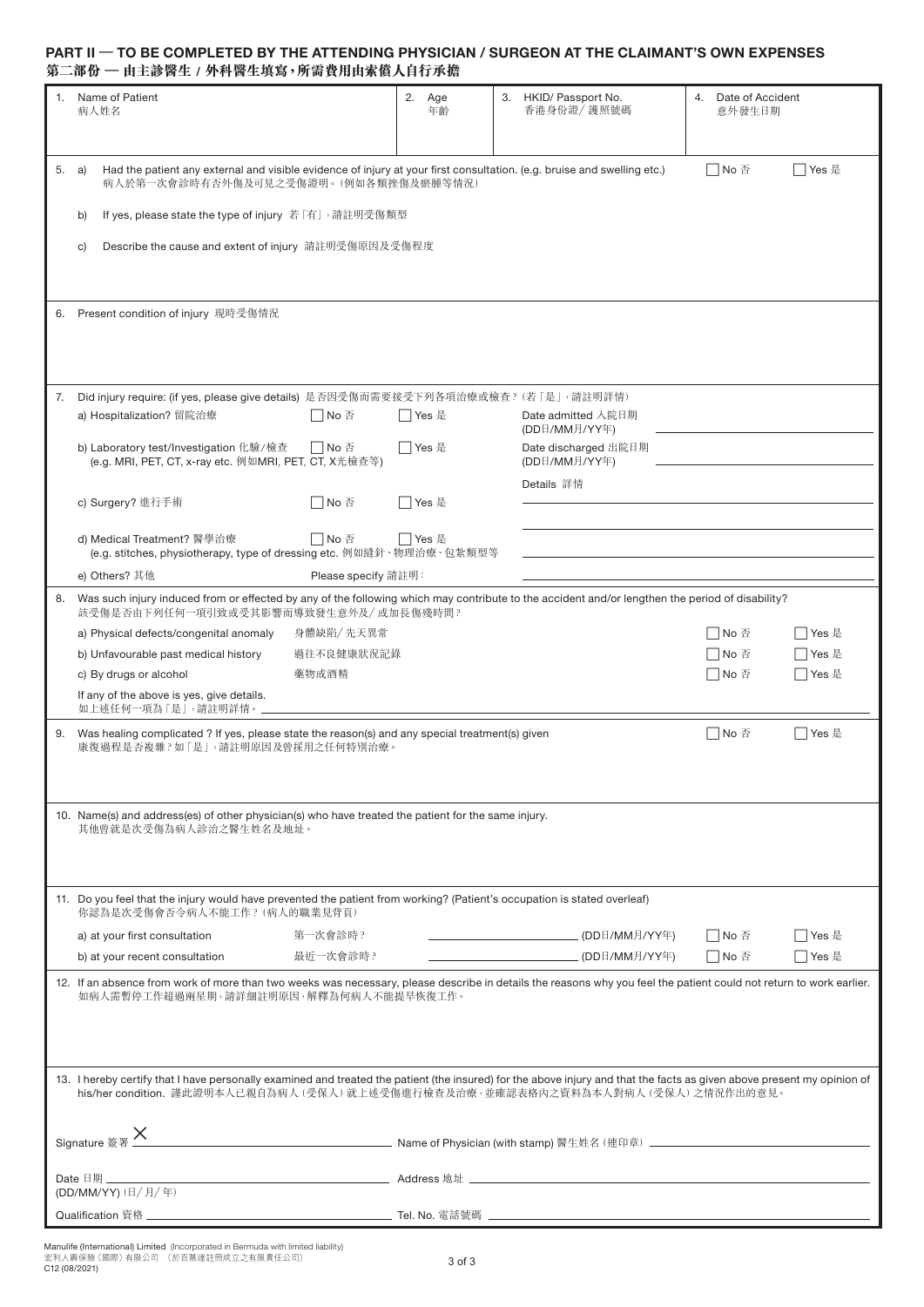## PART II — TO BE COMPLETED BY THE ATTENDING PHYSICIAN / SURGEON AT THE CLAIMANT'S OWN EXPENSES
## 第二部份 — 由主診醫生 / 外科醫生填寫，所需費用由索償人自行承擔

| 1. Name of Patient 病人姓名 | 2. Age 年齡 | 3. HKID/ Passport No. 香港身份證/ 護照號碼 | 4. Date of Accident 意外發生日期 |
|---|---|---|---|
| | | | |

5. a) Had the patient any external and visible evidence of injury at your first consultation. (e.g. bruise and swelling etc.) 病人於第一次會診時有否外傷及可見之受傷證明。(例如各類挫傷及瘀腫等情況) ☐ No 否 ☐ Yes 是

b) If yes, please state the type of injury 若「有」，請註明受傷類型

c) Describe the cause and extent of injury 請註明受傷原因及受傷程度

6. Present condition of injury 現時受傷情況

7. Did injury require: (if yes, please give details) 是否因受傷而需要接受下列各項治療或檢查？(若「是」，請註明詳情)

a) Hospitalization? 留院治療 ☐ No 否 ☐ Yes 是

Date admitted 入院日期 (DD日/MM月/YY年) ______

b) Laboratory test/Investigation 化驗/檢查 (e.g. MRI, PET, CT, x-ray etc. 例如MRI, PET, CT, X光檢查等) ☐ No 否 ☐ Yes 是

Date discharged 出院日期 (DD日/MM月/YY年) ______

Details 詳情 ______

c) Surgery? 進行手術 ☐ No 否 ☐ Yes 是

d) Medical Treatment? 醫學治療 ☐ No 否 ☐ Yes 是
(e.g. stitches, physiotherapy, type of dressing etc. 例如縫針、物理治療、包紮類型等

e) Others? 其他 Please specify 請註明： ______

8. Was such injury induced from or effected by any of the following which may contribute to the accident and/or lengthen the period of disability? 該受傷是否由下列任何一項引致或受其影響而導致發生意外及/ 或加長傷殘時間？

| | | | |
|---|---|---|---|
| a) Physical defects/congenital anomaly | 身體缺陷/ 先天異常 | ☐ No 否 | ☐ Yes 是 |
| b) Unfavourable past medical history | 過往不良健康狀況記錄 | ☐ No 否 | ☐ Yes 是 |
| c) By drugs or alcohol | 藥物或酒精 | ☐ No 否 | ☐ Yes 是 |

If any of the above is yes, give details.
如上述任何一項為「是」，請註明詳情。______

9. Was healing complicated ? If yes, please state the reason(s) and any special treatment(s) given 康復過程是否複雜？如「是」，請註明原因及曾採用之任何特別治療。 ☐ No 否 ☐ Yes 是

10. Name(s) and address(es) of other physician(s) who have treated the patient for the same injury.
其他曾就是次受傷為病人診治之醫生姓名及地址。

11. Do you feel that the injury would have prevented the patient from working? (Patient's occupation is stated overleaf)
你認為是次受傷會否令病人不能工作？(病人的職業見背頁)

| | | | | |
|---|---|---|---|---|
| a) at your first consultation | 第一次會診時？ | ______ (DD日/MM月/YY年) | ☐ No 否 | ☐ Yes 是 |
| b) at your recent consultation | 最近一次會診時？ | ______ (DD日/MM月/YY年) | ☐ No 否 | ☐ Yes 是 |

12. If an absence from work of more than two weeks was necessary, please describe in details the reasons why you feel the patient could not return to work earlier. 如病人需暫停工作超過兩星期，請詳細註明原因，解釋為何病人不能提早恢復工作。

13. I hereby certify that I have personally examined and treated the patient (the insured) for the above injury and that the facts as given above present my opinion of his/her condition. 謹此證明本人已親自為病人(受保人)就上述受傷進行檢查及治療，並確認表格內之資料為本人對病人(受保人)之情況作出的意見。

Signature 簽署 ✕ ______ Name of Physician (with stamp) 醫生姓名(連印章) ______

Date 日期 ______ (DD/MM/YY) (日/ 月/ 年) Address 地址 ______

Qualification 資格 ______ Tel. No. 電話號碼 ______

Manulife (International) Limited (Incorporated in Bermuda with limited liability)
宏利人壽保險(國際)有限公司 (於百慕達註冊成立之有限責任公司)
C12 (08/2021)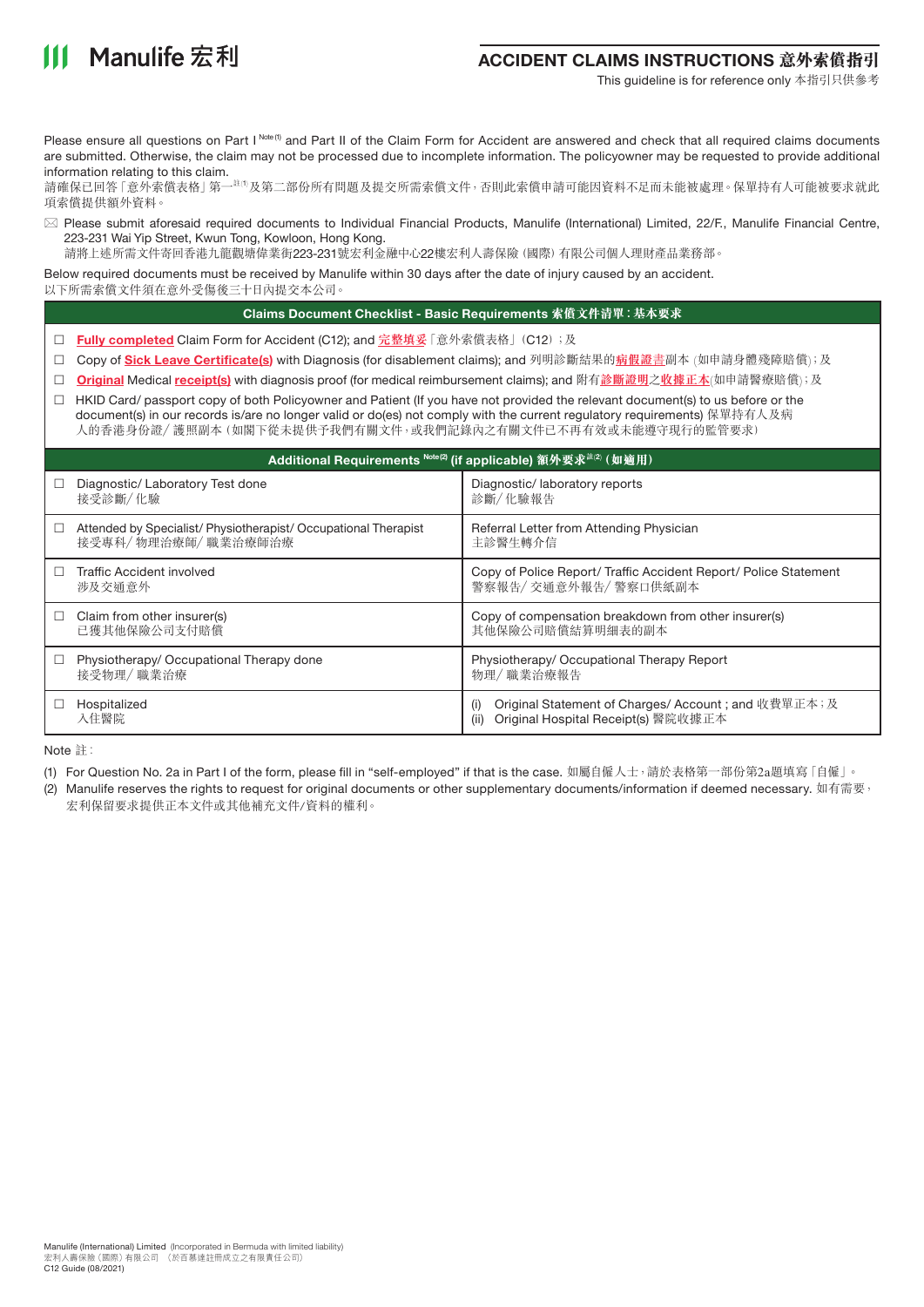Manulife 宏利

# ACCIDENT CLAIMS INSTRUCTIONS 意外索償指引

This guideline is for reference only 本指引只供參考

Please ensure all questions on Part I Note (1) and Part II of the Claim Form for Accident are answered and check that all required claims documents are submitted. Otherwise, the claim may not be processed due to incomplete information. The policyowner may be requested to provide additional information relating to this claim.
請確保已回答「意外索償表格」第一註(1)及第二部份所有問題及提交所需索償文件，否則此索償申請可能因資料不足而未能被處理。保單持有人可能被要求就此項索償提供額外資料。

✉ Please submit aforesaid required documents to Individual Financial Products, Manulife (International) Limited, 22/F., Manulife Financial Centre, 223-231 Wai Yip Street, Kwun Tong, Kowloon, Hong Kong.
請將上述所需文件寄回香港九龍觀塘偉業街223-231號宏利金融中心22樓宏利人壽保險（國際）有限公司個人理財產品業務部。

Below required documents must be received by Manulife within 30 days after the date of injury caused by an accident.
以下所需索償文件須在意外受傷後三十日內提交本公司。

## Claims Document Checklist - Basic Requirements 索償文件清單：基本要求

- ☐ **Fully completed** Claim Form for Accident (C12); and **完整填妥**「意外索償表格」(C12)；及
- ☐ Copy of **Sick Leave Certificate(s)** with Diagnosis (for disablement claims); and 列明診斷結果的**病假證書**副本（如申請身體殘障賠償）；及
- ☐ **Original** Medical **receipt(s)** with diagnosis proof (for medical reimbursement claims); and 附有**診斷證明**之**收據正本**(如申請醫療賠償)；及
- ☐ HKID Card/ passport copy of both Policyowner and Patient (If you have not provided the relevant document(s) to us before or the document(s) in our records is/are no longer valid or do(es) not comply with the current regulatory requirements) 保單持有人及病人的香港身份證/ 護照副本（如閣下從未提供予我們有關文件，或我們記錄內之有關文件已不再有效或未能遵守現行的監管要求）

## Additional Requirements Note(2) (if applicable) 額外要求註(2)（如適用）

| | |
|---|---|
| ☐ Diagnostic/ Laboratory Test done<br>接受診斷/ 化驗 | Diagnostic/ laboratory reports<br>診斷/ 化驗報告 |
| ☐ Attended by Specialist/ Physiotherapist/ Occupational Therapist<br>接受專科/ 物理治療師/ 職業治療師治療 | Referral Letter from Attending Physician<br>主診醫生轉介信 |
| ☐ Traffic Accident involved<br>涉及交通意外 | Copy of Police Report/ Traffic Accident Report/ Police Statement<br>警察報告/ 交通意外報告/ 警察口供紙副本 |
| ☐ Claim from other insurer(s)<br>已獲其他保險公司支付賠償 | Copy of compensation breakdown from other insurer(s)<br>其他保險公司賠償結算明細表的副本 |
| ☐ Physiotherapy/ Occupational Therapy done<br>接受物理/ 職業治療 | Physiotherapy/ Occupational Therapy Report<br>物理/ 職業治療報告 |
| ☐ Hospitalized<br>入住醫院 | (i) Original Statement of Charges/ Account ; and 收費單正本；及<br>(ii) Original Hospital Receipt(s) 醫院收據正本 |

Note 註：

(1) For Question No. 2a in Part I of the form, please fill in "self-employed" if that is the case. 如屬自僱人士，請於表格第一部份第2a題填寫「自僱」。
(2) Manulife reserves the rights to request for original documents or other supplementary documents/information if deemed necessary. 如有需要，宏利保留要求提供正本文件或其他補充文件/資料的權利。

Manulife (International) Limited (Incorporated in Bermuda with limited liability)
宏利人壽保險（國際）有限公司（於百慕達註冊成立之有限責任公司）
C12 Guide (08/2021)